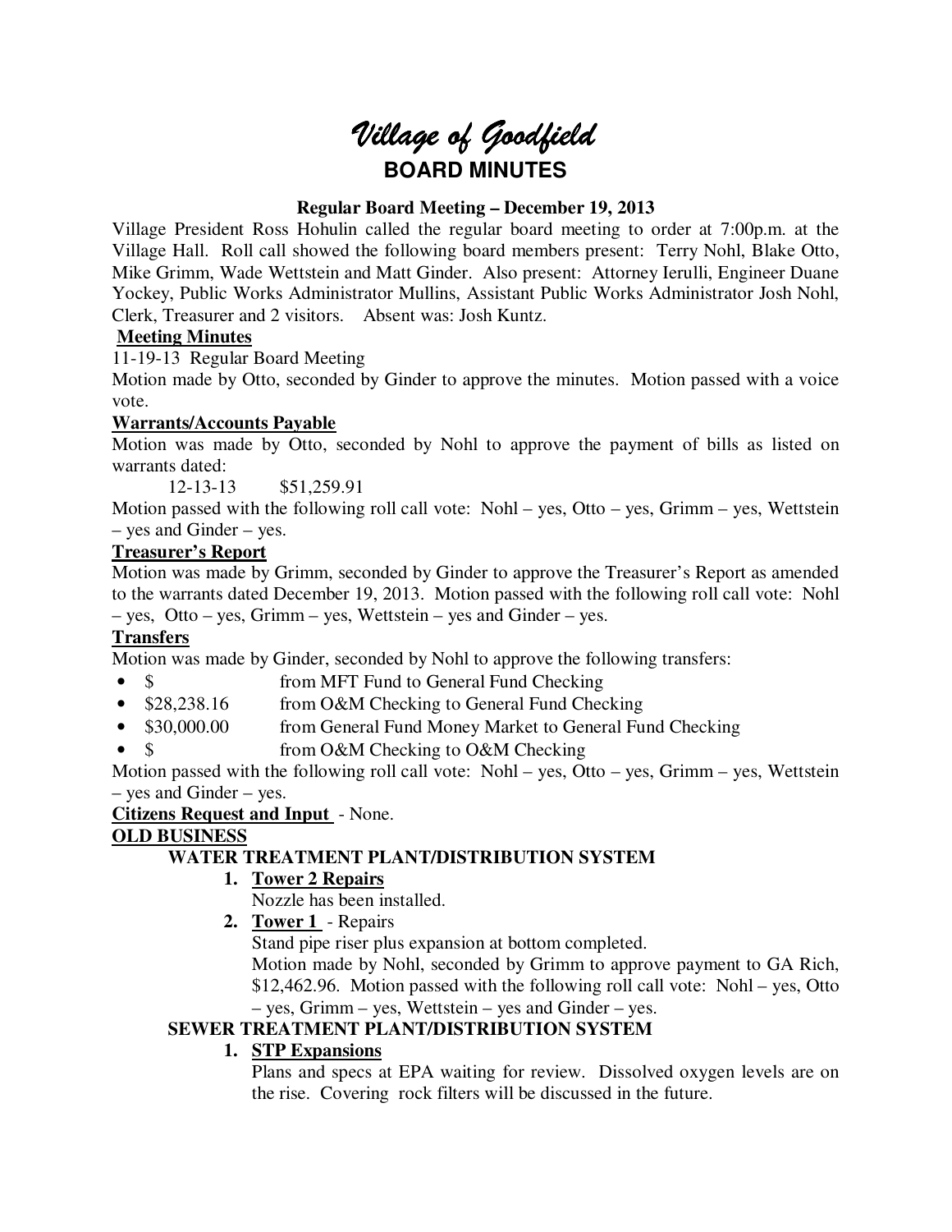# Village of Goodfield

## BOARD MINUTES

**Regular Board Meeting – December 19, 2013**

Village President Ross Hohulin called the regular board meeting to order at 7:00p.m. at the Village Hall. Roll call showed the following board members present: Terry Nohl, Blake Otto, Mike Grimm, Wade Wettstein and Matt Ginder. Also present: Attorney Ierulli, Engineer Duane Yockey, Public Works Administrator Mullins, Assistant Public Works Administrator Josh Nohl, Clerk, Treasurer and 2 visitors. Absent was: Josh Kuntz.

**Meeting Minutes**

11-19-13 Regular Board Meeting

Motion made by Otto, seconded by Ginder to approve the minutes. Motion passed with a voice vote.

**Warrants/Accounts Payable**

Motion was made by Otto, seconded by Nohl to approve the payment of bills as listed on warrants dated:

12-13-13 $51,259.91

Motion passed with the following roll call vote: Nohl – yes, Otto – yes, Grimm – yes, Wettstein – yes and Ginder – yes.

**Treasurer's Report**

Motion was made by Grimm, seconded by Ginder to approve the Treasurer's Report as amended to the warrants dated December 19, 2013. Motion passed with the following roll call vote: Nohl – yes, Otto – yes, Grimm – yes, Wettstein – yes and Ginder – yes.

**Transfers**

Motion was made by Ginder, seconded by Nohl to approve the following transfers:

- $ from MFT Fund to General Fund Checking
- $28,238.16 from O&M Checking to General Fund Checking
- $30,000.00 from General Fund Money Market to General Fund Checking
- $ from O&M Checking to O&M Checking

Motion passed with the following roll call vote: Nohl – yes, Otto – yes, Grimm – yes, Wettstein – yes and Ginder – yes.

**Citizens Request and Input** - None.

**OLD BUSINESS**

**WATER TREATMENT PLANT/DISTRIBUTION SYSTEM**

1. **Tower 2 Repairs**

   Nozzle has been installed.

2. **Tower 1** - Repairs

   Stand pipe riser plus expansion at bottom completed.

   Motion made by Nohl, seconded by Grimm to approve payment to GA Rich, $12,462.96. Motion passed with the following roll call vote: Nohl – yes, Otto – yes, Grimm – yes, Wettstein – yes and Ginder – yes.

**SEWER TREATMENT PLANT/DISTRIBUTION SYSTEM**

1. **STP Expansions**

   Plans and specs at EPA waiting for review. Dissolved oxygen levels are on the rise. Covering rock filters will be discussed in the future.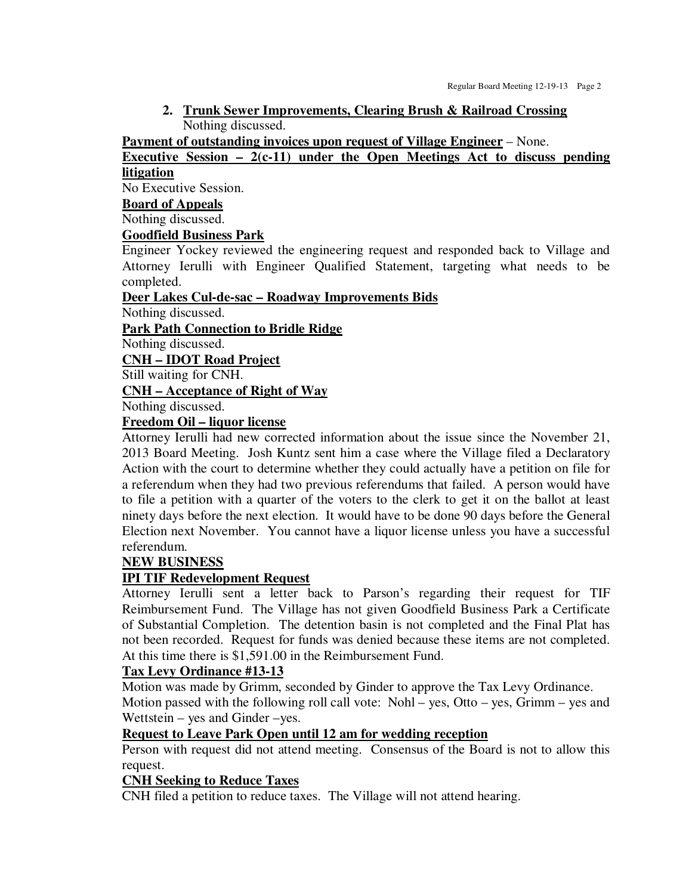2. **<u>Trunk Sewer Improvements, Clearing Brush & Railroad Crossing</u>**
   Nothing discussed.

**<u>Payment of outstanding invoices upon request of Village Engineer</u>** – None.

**<u>Executive Session – 2(c-11) under the Open Meetings Act to discuss pending litigation</u>**

No Executive Session.

**<u>Board of Appeals</u>**

Nothing discussed.

**<u>Goodfield Business Park</u>**

Engineer Yockey reviewed the engineering request and responded back to Village and Attorney Ierulli with Engineer Qualified Statement, targeting what needs to be completed.

**<u>Deer Lakes Cul-de-sac – Roadway Improvements Bids</u>**

Nothing discussed.

**<u>Park Path Connection to Bridle Ridge</u>**

Nothing discussed.

**<u>CNH – IDOT Road Project</u>**

Still waiting for CNH.

**<u>CNH – Acceptance of Right of Way</u>**

Nothing discussed.

**<u>Freedom Oil – liquor license</u>**

Attorney Ierulli had new corrected information about the issue since the November 21, 2013 Board Meeting. Josh Kuntz sent him a case where the Village filed a Declaratory Action with the court to determine whether they could actually have a petition on file for a referendum when they had two previous referendums that failed. A person would have to file a petition with a quarter of the voters to the clerk to get it on the ballot at least ninety days before the next election. It would have to be done 90 days before the General Election next November. You cannot have a liquor license unless you have a successful referendum.

**<u>NEW BUSINESS</u>**

**<u>IPI TIF Redevelopment Request</u>**

Attorney Ierulli sent a letter back to Parson's regarding their request for TIF Reimbursement Fund. The Village has not given Goodfield Business Park a Certificate of Substantial Completion. The detention basin is not completed and the Final Plat has not been recorded. Request for funds was denied because these items are not completed. At this time there is $1,591.00 in the Reimbursement Fund.

**<u>Tax Levy Ordinance #13-13</u>**

Motion was made by Grimm, seconded by Ginder to approve the Tax Levy Ordinance.
Motion passed with the following roll call vote: Nohl – yes, Otto – yes, Grimm – yes and Wettstein – yes and Ginder –yes.

**<u>Request to Leave Park Open until 12 am for wedding reception</u>**

Person with request did not attend meeting. Consensus of the Board is not to allow this request.

**<u>CNH Seeking to Reduce Taxes</u>**

CNH filed a petition to reduce taxes. The Village will not attend hearing.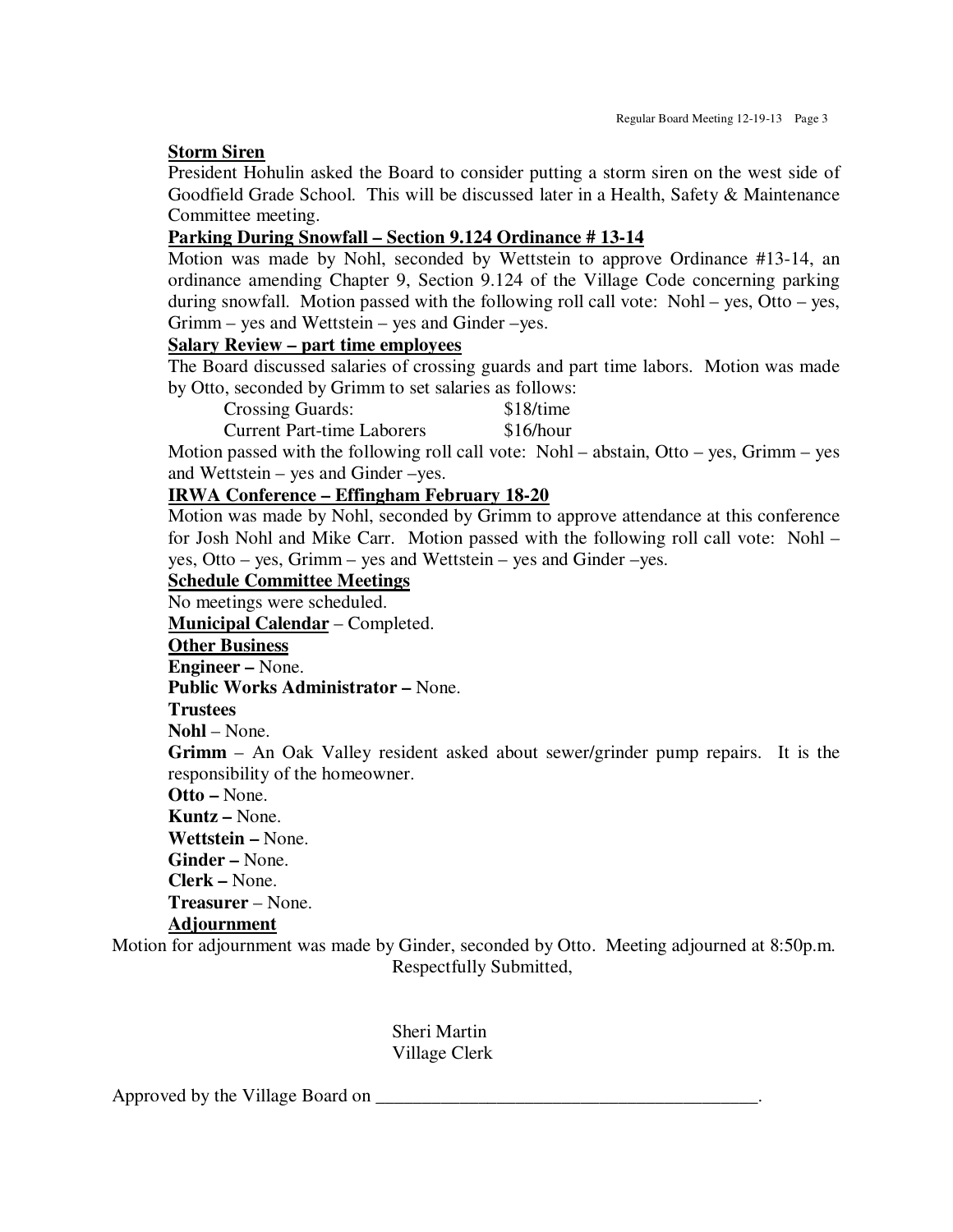**Storm Siren**

President Hohulin asked the Board to consider putting a storm siren on the west side of Goodfield Grade School. This will be discussed later in a Health, Safety & Maintenance Committee meeting.

**Parking During Snowfall – Section 9.124 Ordinance # 13-14**

Motion was made by Nohl, seconded by Wettstein to approve Ordinance #13-14, an ordinance amending Chapter 9, Section 9.124 of the Village Code concerning parking during snowfall. Motion passed with the following roll call vote: Nohl – yes, Otto – yes, Grimm – yes and Wettstein – yes and Ginder –yes.

**Salary Review – part time employees**

The Board discussed salaries of crossing guards and part time labors. Motion was made by Otto, seconded by Grimm to set salaries as follows:

| | |
|---|---|
| Crossing Guards: | $18/time |
| Current Part-time Laborers | $16/hour |

Motion passed with the following roll call vote: Nohl – abstain, Otto – yes, Grimm – yes and Wettstein – yes and Ginder –yes.

**IRWA Conference – Effingham February 18-20**

Motion was made by Nohl, seconded by Grimm to approve attendance at this conference for Josh Nohl and Mike Carr. Motion passed with the following roll call vote: Nohl – yes, Otto – yes, Grimm – yes and Wettstein – yes and Ginder –yes.

**Schedule Committee Meetings**

No meetings were scheduled.

**Municipal Calendar** – Completed.

**Other Business**

**Engineer –** None.

**Public Works Administrator –** None.

**Trustees**

**Nohl** – None.

**Grimm** – An Oak Valley resident asked about sewer/grinder pump repairs. It is the responsibility of the homeowner.

**Otto –** None.

**Kuntz –** None.

**Wettstein –** None.

**Ginder –** None.

**Clerk –** None.

**Treasurer** – None.

**Adjournment**

Motion for adjournment was made by Ginder, seconded by Otto. Meeting adjourned at 8:50p.m.

Respectfully Submitted,

Sheri Martin
Village Clerk

Approved by the Village Board on \_\_\_\_\_\_\_\_\_\_\_\_\_\_\_\_\_\_\_\_\_\_\_\_\_\_\_\_\_\_\_\_\_\_\_\_\_\_\_\_\_\_.